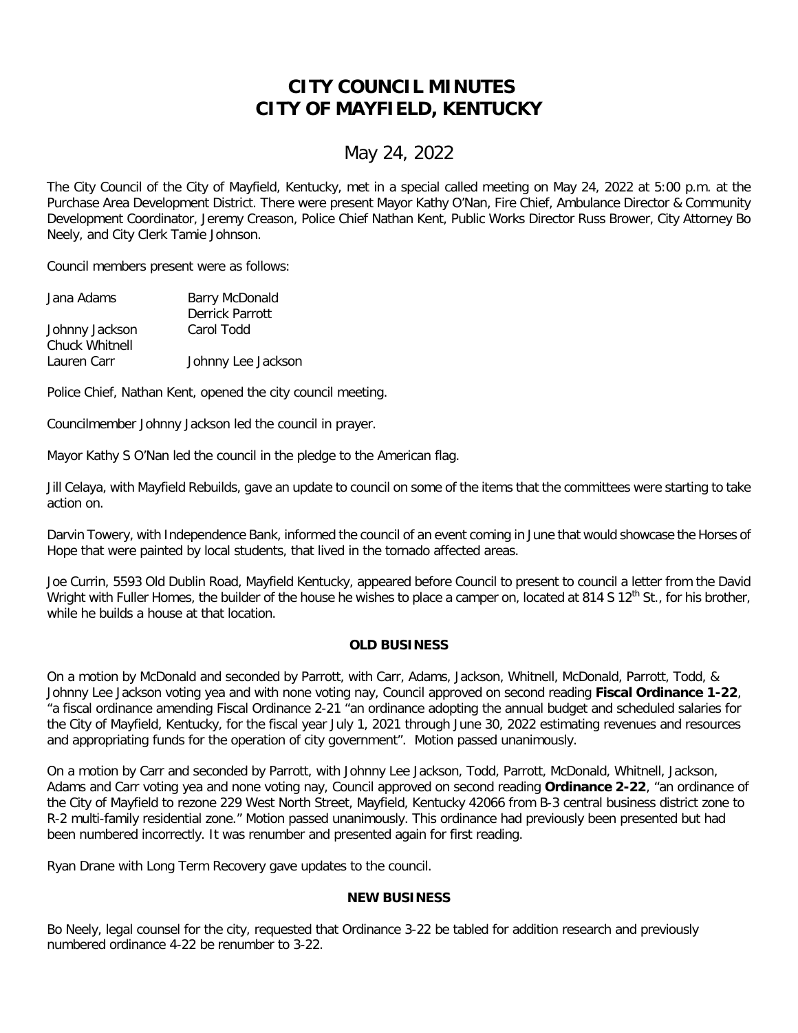# CITY COUNCIL MINUTES
# CITY OF MAYFIELD, KENTUCKY

## May 24, 2022

The City Council of the City of Mayfield, Kentucky, met in a special called meeting on May 24, 2022 at 5:00 p.m. at the Purchase Area Development District. There were present Mayor Kathy O'Nan, Fire Chief, Ambulance Director & Community Development Coordinator, Jeremy Creason, Police Chief Nathan Kent, Public Works Director Russ Brower, City Attorney Bo Neely, and City Clerk Tamie Johnson.

Council members present were as follows:

| | |
|---|---|
| Jana Adams | Barry McDonald |
| | Derrick Parrott |
| Johnny Jackson | Carol Todd |
| Chuck Whitnell | |
| Lauren Carr | Johnny Lee Jackson |

Police Chief, Nathan Kent, opened the city council meeting.

Councilmember Johnny Jackson led the council in prayer.

Mayor Kathy S O'Nan led the council in the pledge to the American flag.

Jill Celaya, with Mayfield Rebuilds, gave an update to council on some of the items that the committees were starting to take action on.

Darvin Towery, with Independence Bank, informed the council of an event coming in June that would showcase the Horses of Hope that were painted by local students, that lived in the tornado affected areas.

Joe Currin, 5593 Old Dublin Road, Mayfield Kentucky, appeared before Council to present to council a letter from the David Wright with Fuller Homes, the builder of the house he wishes to place a camper on, located at 814 S 12th St., for his brother, while he builds a house at that location.

### OLD BUSINESS

On a motion by McDonald and seconded by Parrott, with Carr, Adams, Jackson, Whitnell, McDonald, Parrott, Todd, & Johnny Lee Jackson voting yea and with none voting nay, Council approved on second reading **Fiscal Ordinance 1-22**, "a fiscal ordinance amending Fiscal Ordinance 2-21 "an ordinance adopting the annual budget and scheduled salaries for the City of Mayfield, Kentucky, for the fiscal year July 1, 2021 through June 30, 2022 estimating revenues and resources and appropriating funds for the operation of city government". Motion passed unanimously.

On a motion by Carr and seconded by Parrott, with Johnny Lee Jackson, Todd, Parrott, McDonald, Whitnell, Jackson, Adams and Carr voting yea and none voting nay, Council approved on second reading **Ordinance 2-22**, "an ordinance of the City of Mayfield to rezone 229 West North Street, Mayfield, Kentucky 42066 from B-3 central business district zone to R-2 multi-family residential zone." Motion passed unanimously. This ordinance had previously been presented but had been numbered incorrectly. It was renumber and presented again for first reading.

Ryan Drane with Long Term Recovery gave updates to the council.

### NEW BUSINESS

Bo Neely, legal counsel for the city, requested that Ordinance 3-22 be tabled for addition research and previously numbered ordinance 4-22 be renumber to 3-22.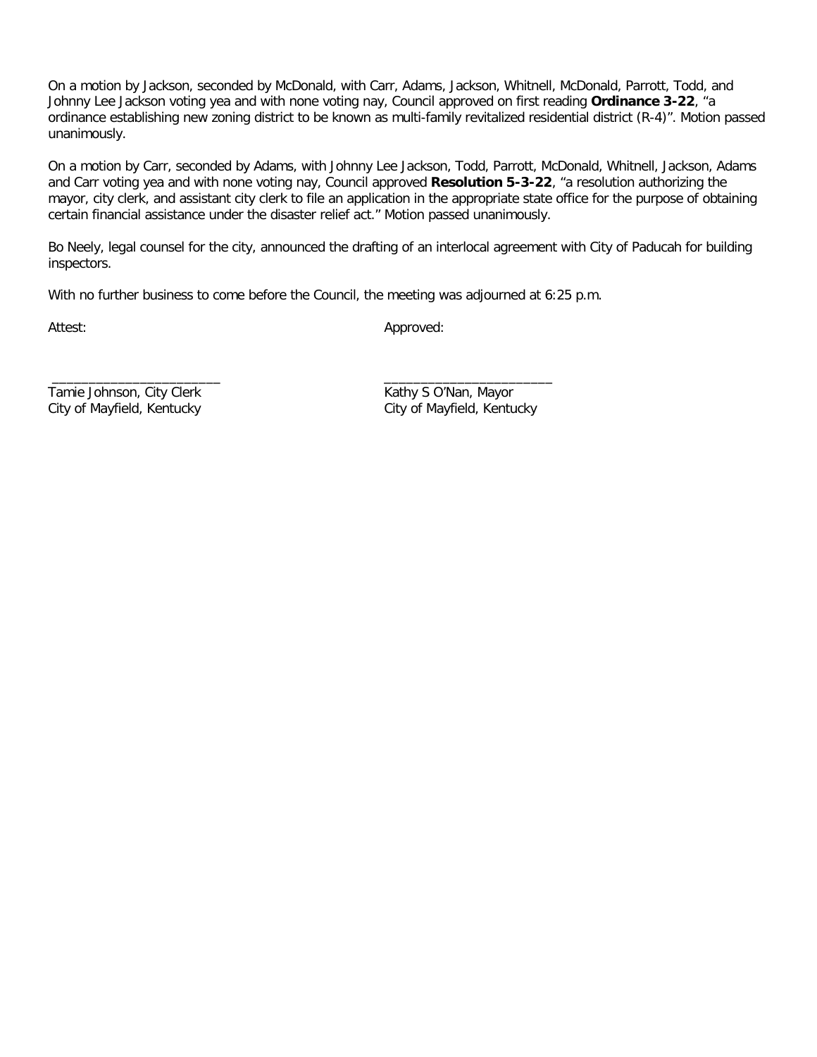On a motion by Jackson, seconded by McDonald, with Carr, Adams, Jackson, Whitnell, McDonald, Parrott, Todd, and Johnny Lee Jackson voting yea and with none voting nay, Council approved on first reading **Ordinance 3-22**, "a ordinance establishing new zoning district to be known as multi-family revitalized residential district (R-4)". Motion passed unanimously.

On a motion by Carr, seconded by Adams, with Johnny Lee Jackson, Todd, Parrott, McDonald, Whitnell, Jackson, Adams and Carr voting yea and with none voting nay, Council approved **Resolution 5-3-22**, "a resolution authorizing the mayor, city clerk, and assistant city clerk to file an application in the appropriate state office for the purpose of obtaining certain financial assistance under the disaster relief act." Motion passed unanimously.

Bo Neely, legal counsel for the city, announced the drafting of an interlocal agreement with City of Paducah for building inspectors.

With no further business to come before the Council, the meeting was adjourned at 6:25 p.m.

Attest:

_______________________
Tamie Johnson, City Clerk
City of Mayfield, Kentucky

Approved:

_______________________
Kathy S O'Nan, Mayor
City of Mayfield, Kentucky